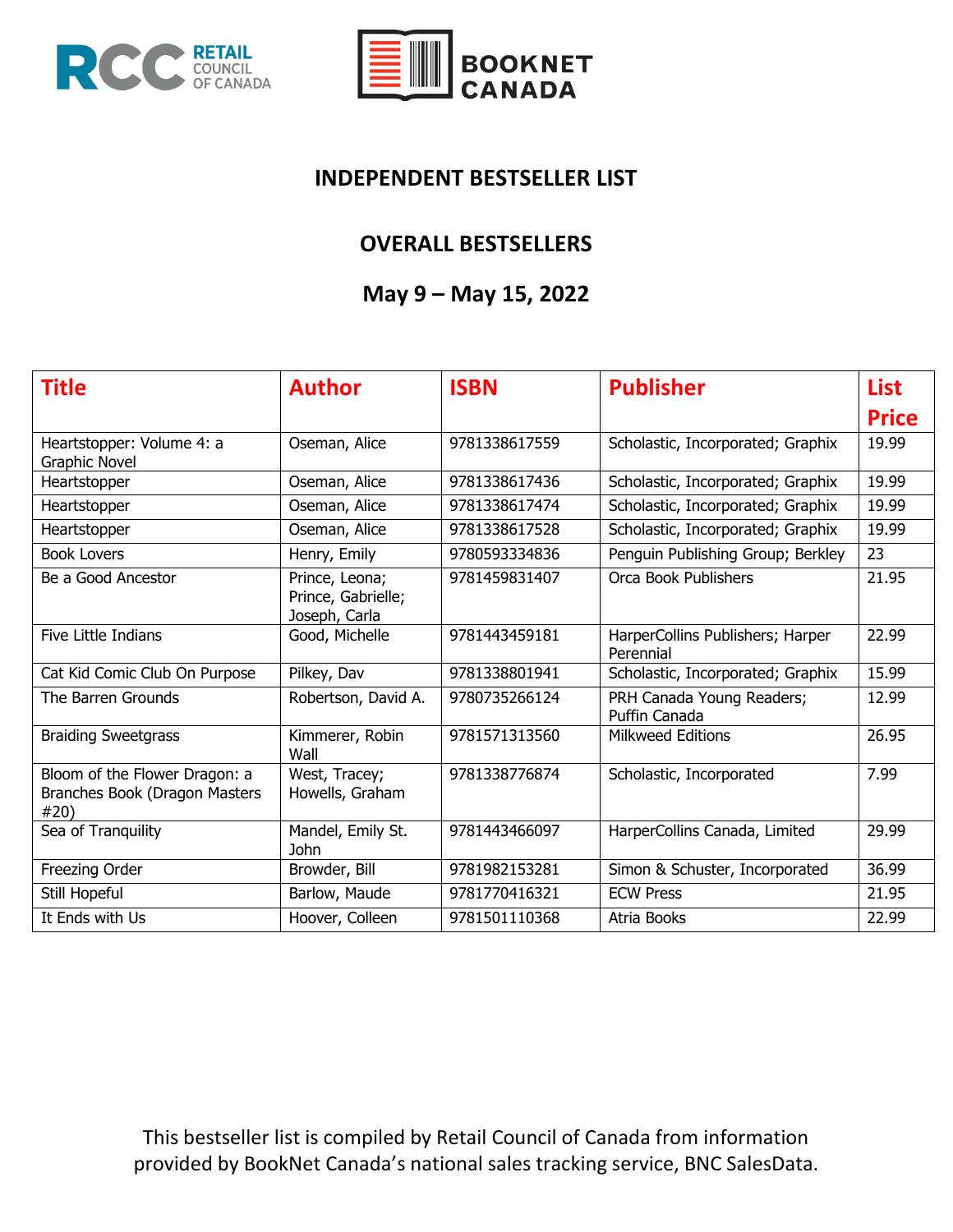# INDEPENDENT BESTSELLER LIST

## OVERALL BESTSELLERS

## May 9 – May 15, 2022

| Title | Author | ISBN | Publisher | List Price |
|---|---|---|---|---|
| Heartstopper: Volume 4: a Graphic Novel | Oseman, Alice | 9781338617559 | Scholastic, Incorporated; Graphix | 19.99 |
| Heartstopper | Oseman, Alice | 9781338617436 | Scholastic, Incorporated; Graphix | 19.99 |
| Heartstopper | Oseman, Alice | 9781338617474 | Scholastic, Incorporated; Graphix | 19.99 |
| Heartstopper | Oseman, Alice | 9781338617528 | Scholastic, Incorporated; Graphix | 19.99 |
| Book Lovers | Henry, Emily | 9780593334836 | Penguin Publishing Group; Berkley | 23 |
| Be a Good Ancestor | Prince, Leona; Prince, Gabrielle; Joseph, Carla | 9781459831407 | Orca Book Publishers | 21.95 |
| Five Little Indians | Good, Michelle | 9781443459181 | HarperCollins Publishers; Harper Perennial | 22.99 |
| Cat Kid Comic Club On Purpose | Pilkey, Dav | 9781338801941 | Scholastic, Incorporated; Graphix | 15.99 |
| The Barren Grounds | Robertson, David A. | 9780735266124 | PRH Canada Young Readers; Puffin Canada | 12.99 |
| Braiding Sweetgrass | Kimmerer, Robin Wall | 9781571313560 | Milkweed Editions | 26.95 |
| Bloom of the Flower Dragon: a Branches Book (Dragon Masters #20) | West, Tracey; Howells, Graham | 9781338776874 | Scholastic, Incorporated | 7.99 |
| Sea of Tranquility | Mandel, Emily St. John | 9781443466097 | HarperCollins Canada, Limited | 29.99 |
| Freezing Order | Browder, Bill | 9781982153281 | Simon & Schuster, Incorporated | 36.99 |
| Still Hopeful | Barlow, Maude | 9781770416321 | ECW Press | 21.95 |
| It Ends with Us | Hoover, Colleen | 9781501110368 | Atria Books | 22.99 |

This bestseller list is compiled by Retail Council of Canada from information provided by BookNet Canada's national sales tracking service, BNC SalesData.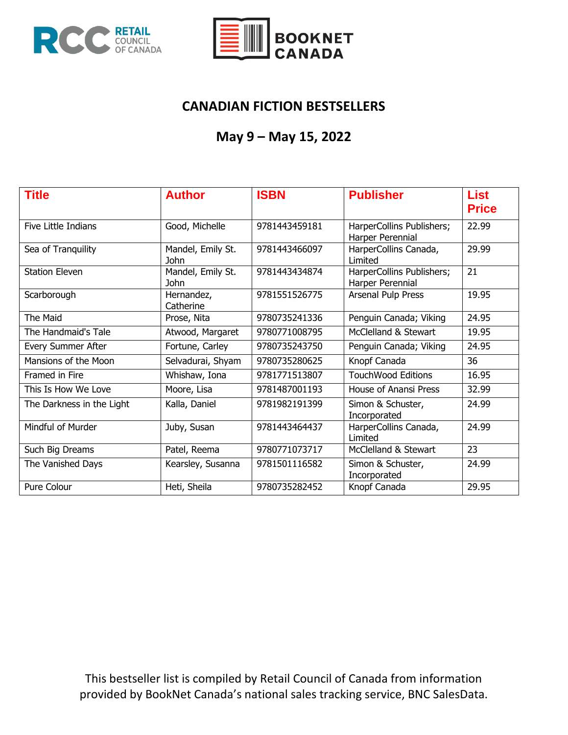# CANADIAN FICTION BESTSELLERS

## May 9 – May 15, 2022

| Title | Author | ISBN | Publisher | List Price |
|---|---|---|---|---|
| Five Little Indians | Good, Michelle | 9781443459181 | HarperCollins Publishers; Harper Perennial | 22.99 |
| Sea of Tranquility | Mandel, Emily St. John | 9781443466097 | HarperCollins Canada, Limited | 29.99 |
| Station Eleven | Mandel, Emily St. John | 9781443434874 | HarperCollins Publishers; Harper Perennial | 21 |
| Scarborough | Hernandez, Catherine | 9781551526775 | Arsenal Pulp Press | 19.95 |
| The Maid | Prose, Nita | 9780735241336 | Penguin Canada; Viking | 24.95 |
| The Handmaid's Tale | Atwood, Margaret | 9780771008795 | McClelland & Stewart | 19.95 |
| Every Summer After | Fortune, Carley | 9780735243750 | Penguin Canada; Viking | 24.95 |
| Mansions of the Moon | Selvadurai, Shyam | 9780735280625 | Knopf Canada | 36 |
| Framed in Fire | Whishaw, Iona | 9781771513807 | TouchWood Editions | 16.95 |
| This Is How We Love | Moore, Lisa | 9781487001193 | House of Anansi Press | 32.99 |
| The Darkness in the Light | Kalla, Daniel | 9781982191399 | Simon & Schuster, Incorporated | 24.99 |
| Mindful of Murder | Juby, Susan | 9781443464437 | HarperCollins Canada, Limited | 24.99 |
| Such Big Dreams | Patel, Reema | 9780771073717 | McClelland & Stewart | 23 |
| The Vanished Days | Kearsley, Susanna | 9781501116582 | Simon & Schuster, Incorporated | 24.99 |
| Pure Colour | Heti, Sheila | 9780735282452 | Knopf Canada | 29.95 |

This bestseller list is compiled by Retail Council of Canada from information provided by BookNet Canada's national sales tracking service, BNC SalesData.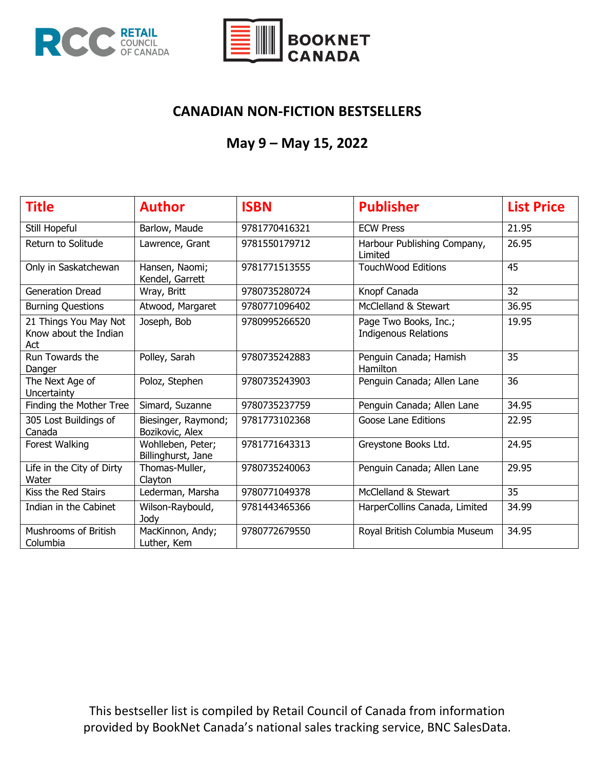## CANADIAN NON-FICTION BESTSELLERS

### May 9 – May 15, 2022

| Title | Author | ISBN | Publisher | List Price |
|---|---|---|---|---|
| Still Hopeful | Barlow, Maude | 9781770416321 | ECW Press | 21.95 |
| Return to Solitude | Lawrence, Grant | 9781550179712 | Harbour Publishing Company, Limited | 26.95 |
| Only in Saskatchewan | Hansen, Naomi; Kendel, Garrett | 9781771513555 | TouchWood Editions | 45 |
| Generation Dread | Wray, Britt | 9780735280724 | Knopf Canada | 32 |
| Burning Questions | Atwood, Margaret | 9780771096402 | McClelland & Stewart | 36.95 |
| 21 Things You May Not Know about the Indian Act | Joseph, Bob | 9780995266520 | Page Two Books, Inc.; Indigenous Relations | 19.95 |
| Run Towards the Danger | Polley, Sarah | 9780735242883 | Penguin Canada; Hamish Hamilton | 35 |
| The Next Age of Uncertainty | Poloz, Stephen | 9780735243903 | Penguin Canada; Allen Lane | 36 |
| Finding the Mother Tree | Simard, Suzanne | 9780735237759 | Penguin Canada; Allen Lane | 34.95 |
| 305 Lost Buildings of Canada | Biesinger, Raymond; Bozikovic, Alex | 9781773102368 | Goose Lane Editions | 22.95 |
| Forest Walking | Wohlleben, Peter; Billinghurst, Jane | 9781771643313 | Greystone Books Ltd. | 24.95 |
| Life in the City of Dirty Water | Thomas-Muller, Clayton | 9780735240063 | Penguin Canada; Allen Lane | 29.95 |
| Kiss the Red Stairs | Lederman, Marsha | 9780771049378 | McClelland & Stewart | 35 |
| Indian in the Cabinet | Wilson-Raybould, Jody | 9781443465366 | HarperCollins Canada, Limited | 34.99 |
| Mushrooms of British Columbia | MacKinnon, Andy; Luther, Kem | 9780772679550 | Royal British Columbia Museum | 34.95 |

This bestseller list is compiled by Retail Council of Canada from information provided by BookNet Canada's national sales tracking service, BNC SalesData.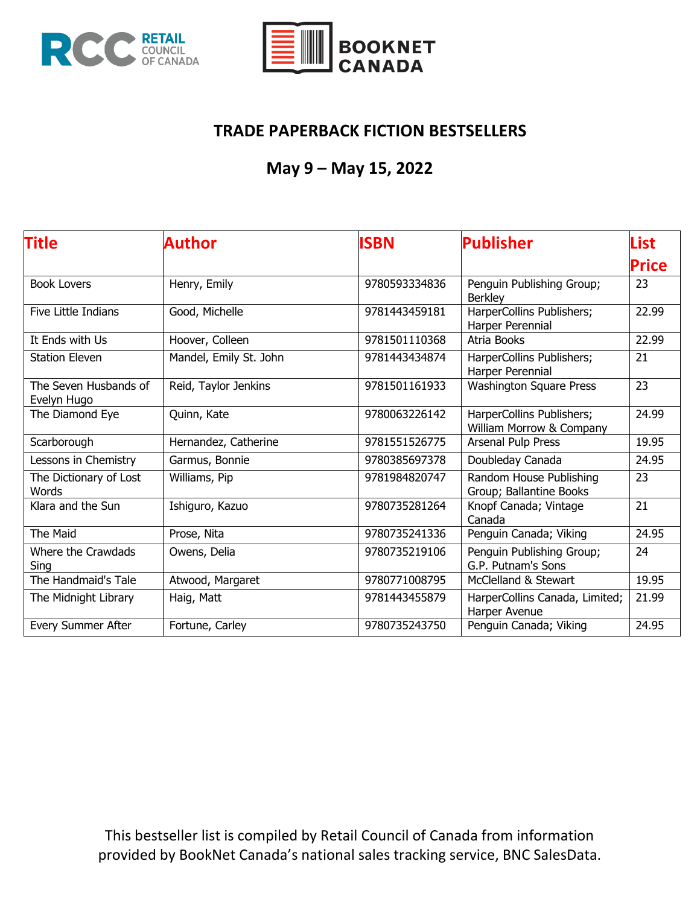## TRADE PAPERBACK FICTION BESTSELLERS

### May 9 – May 15, 2022

| Title | Author | ISBN | Publisher | List Price |
|---|---|---|---|---|
| Book Lovers | Henry, Emily | 9780593334836 | Penguin Publishing Group; Berkley | 23 |
| Five Little Indians | Good, Michelle | 9781443459181 | HarperCollins Publishers; Harper Perennial | 22.99 |
| It Ends with Us | Hoover, Colleen | 9781501110368 | Atria Books | 22.99 |
| Station Eleven | Mandel, Emily St. John | 9781443434874 | HarperCollins Publishers; Harper Perennial | 21 |
| The Seven Husbands of Evelyn Hugo | Reid, Taylor Jenkins | 9781501161933 | Washington Square Press | 23 |
| The Diamond Eye | Quinn, Kate | 9780063226142 | HarperCollins Publishers; William Morrow & Company | 24.99 |
| Scarborough | Hernandez, Catherine | 9781551526775 | Arsenal Pulp Press | 19.95 |
| Lessons in Chemistry | Garmus, Bonnie | 9780385697378 | Doubleday Canada | 24.95 |
| The Dictionary of Lost Words | Williams, Pip | 9781984820747 | Random House Publishing Group; Ballantine Books | 23 |
| Klara and the Sun | Ishiguro, Kazuo | 9780735281264 | Knopf Canada; Vintage Canada | 21 |
| The Maid | Prose, Nita | 9780735241336 | Penguin Canada; Viking | 24.95 |
| Where the Crawdads Sing | Owens, Delia | 9780735219106 | Penguin Publishing Group; G.P. Putnam's Sons | 24 |
| The Handmaid's Tale | Atwood, Margaret | 9780771008795 | McClelland & Stewart | 19.95 |
| The Midnight Library | Haig, Matt | 9781443455879 | HarperCollins Canada, Limited; Harper Avenue | 21.99 |
| Every Summer After | Fortune, Carley | 9780735243750 | Penguin Canada; Viking | 24.95 |

This bestseller list is compiled by Retail Council of Canada from information provided by BookNet Canada's national sales tracking service, BNC SalesData.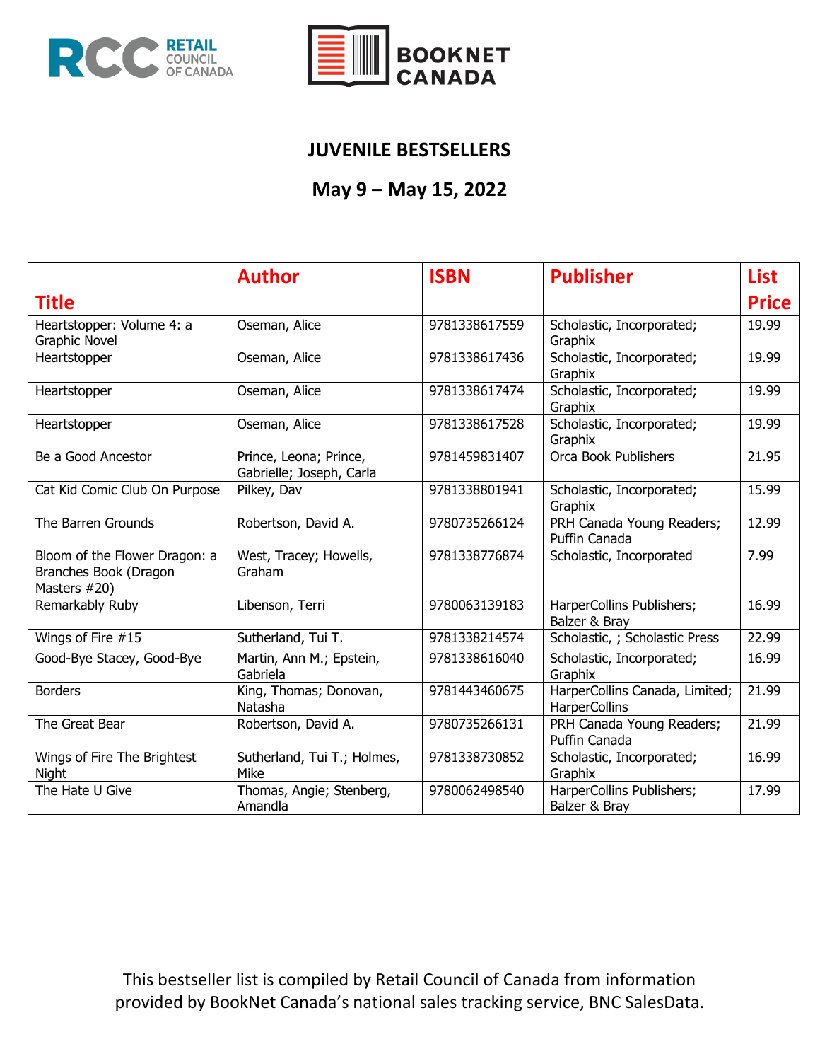## JUVENILE BESTSELLERS

## May 9 – May 15, 2022

| Title | Author | ISBN | Publisher | List Price |
|---|---|---|---|---|
| Heartstopper: Volume 4: a Graphic Novel | Oseman, Alice | 9781338617559 | Scholastic, Incorporated; Graphix | 19.99 |
| Heartstopper | Oseman, Alice | 9781338617436 | Scholastic, Incorporated; Graphix | 19.99 |
| Heartstopper | Oseman, Alice | 9781338617474 | Scholastic, Incorporated; Graphix | 19.99 |
| Heartstopper | Oseman, Alice | 9781338617528 | Scholastic, Incorporated; Graphix | 19.99 |
| Be a Good Ancestor | Prince, Leona; Prince, Gabrielle; Joseph, Carla | 9781459831407 | Orca Book Publishers | 21.95 |
| Cat Kid Comic Club On Purpose | Pilkey, Dav | 9781338801941 | Scholastic, Incorporated; Graphix | 15.99 |
| The Barren Grounds | Robertson, David A. | 9780735266124 | PRH Canada Young Readers; Puffin Canada | 12.99 |
| Bloom of the Flower Dragon: a Branches Book (Dragon Masters #20) | West, Tracey; Howells, Graham | 9781338776874 | Scholastic, Incorporated | 7.99 |
| Remarkably Ruby | Libenson, Terri | 9780063139183 | HarperCollins Publishers; Balzer & Bray | 16.99 |
| Wings of Fire #15 | Sutherland, Tui T. | 9781338214574 | Scholastic, ; Scholastic Press | 22.99 |
| Good-Bye Stacey, Good-Bye | Martin, Ann M.; Epstein, Gabriela | 9781338616040 | Scholastic, Incorporated; Graphix | 16.99 |
| Borders | King, Thomas; Donovan, Natasha | 9781443460675 | HarperCollins Canada, Limited; HarperCollins | 21.99 |
| The Great Bear | Robertson, David A. | 9780735266131 | PRH Canada Young Readers; Puffin Canada | 21.99 |
| Wings of Fire The Brightest Night | Sutherland, Tui T.; Holmes, Mike | 9781338730852 | Scholastic, Incorporated; Graphix | 16.99 |
| The Hate U Give | Thomas, Angie; Stenberg, Amandla | 9780062498540 | HarperCollins Publishers; Balzer & Bray | 17.99 |

This bestseller list is compiled by Retail Council of Canada from information provided by BookNet Canada's national sales tracking service, BNC SalesData.